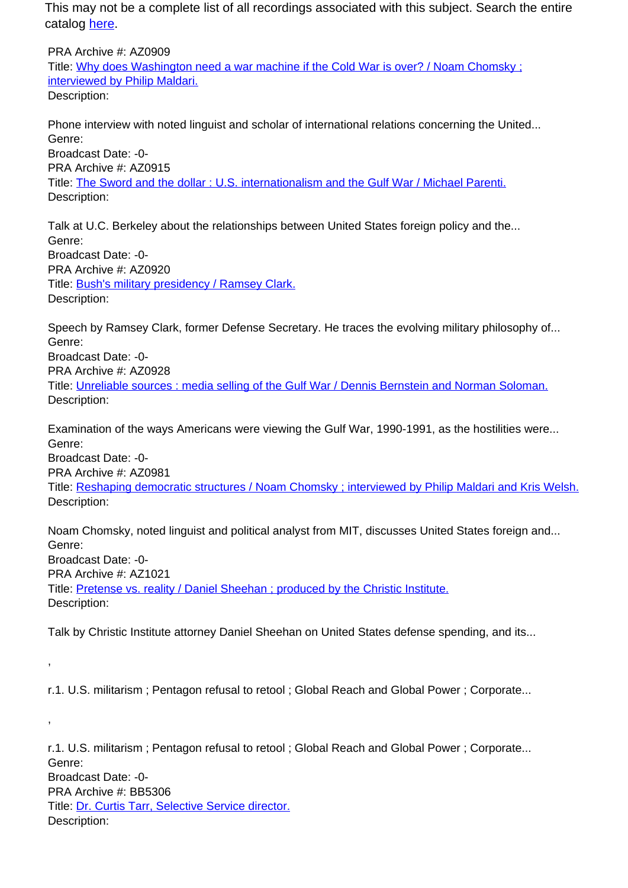This may not be a complete list of all recordings associated with this subject. Search the entire catalog [here](#).

PRA Archive #: AZ0909
Title: [Why does Washington need a war machine if the Cold War is over? / Noam Chomsky ; interviewed by Philip Maldari.](#)
Description:

Phone interview with noted linguist and scholar of international relations concerning the United...
Genre:
Broadcast Date: -0-
PRA Archive #: AZ0915
Title: [The Sword and the dollar : U.S. internationalism and the Gulf War / Michael Parenti.](#)
Description:

Talk at U.C. Berkeley about the relationships between United States foreign policy and the...
Genre:
Broadcast Date: -0-
PRA Archive #: AZ0920
Title: [Bush's military presidency / Ramsey Clark.](#)
Description:

Speech by Ramsey Clark, former Defense Secretary. He traces the evolving military philosophy of...
Genre:
Broadcast Date: -0-
PRA Archive #: AZ0928
Title: [Unreliable sources : media selling of the Gulf War / Dennis Bernstein and Norman Soloman.](#)
Description:

Examination of the ways Americans were viewing the Gulf War, 1990-1991, as the hostilities were...
Genre:
Broadcast Date: -0-
PRA Archive #: AZ0981
Title: [Reshaping democratic structures / Noam Chomsky ; interviewed by Philip Maldari and Kris Welsh.](#)
Description:

Noam Chomsky, noted linguist and political analyst from MIT, discusses United States foreign and...
Genre:
Broadcast Date: -0-
PRA Archive #: AZ1021
Title: [Pretense vs. reality / Daniel Sheehan ; produced by the Christic Institute.](#)
Description:

Talk by Christic Institute attorney Daniel Sheehan on United States defense spending, and its...

,

r.1. U.S. militarism ; Pentagon refusal to retool ; Global Reach and Global Power ; Corporate...

,

r.1. U.S. militarism ; Pentagon refusal to retool ; Global Reach and Global Power ; Corporate...
Genre:
Broadcast Date: -0-
PRA Archive #: BB5306
Title: [Dr. Curtis Tarr, Selective Service director.](#)
Description: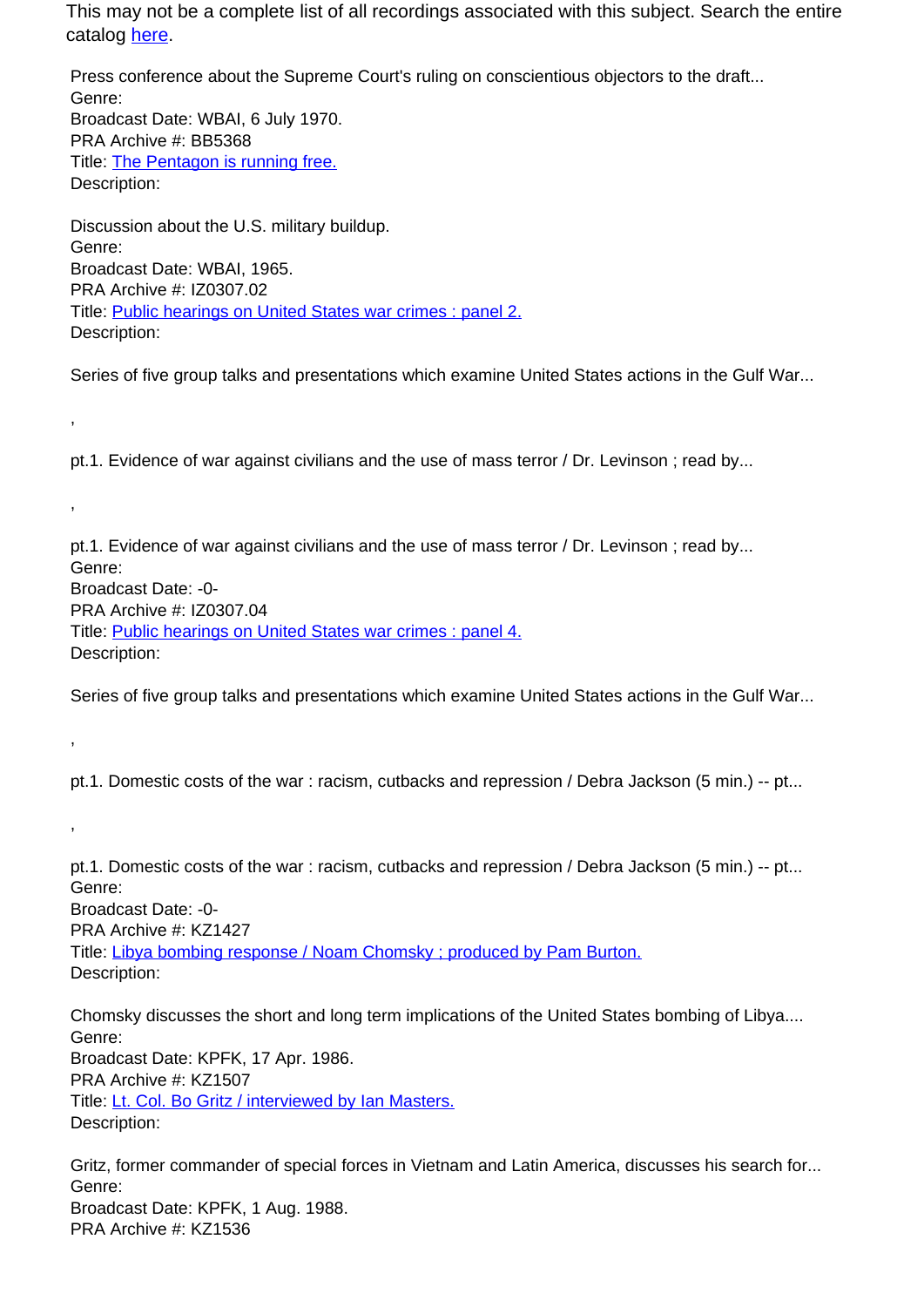This may not be a complete list of all recordings associated with this subject. Search the entire catalog [here](#).

Press conference about the Supreme Court's ruling on conscientious objectors to the draft...
Genre:
Broadcast Date: WBAI, 6 July 1970.
PRA Archive #: BB5368
Title: [The Pentagon is running free.](#)
Description:

Discussion about the U.S. military buildup.
Genre:
Broadcast Date: WBAI, 1965.
PRA Archive #: IZ0307.02
Title: [Public hearings on United States war crimes : panel 2.](#)
Description:

Series of five group talks and presentations which examine United States actions in the Gulf War...

,

pt.1. Evidence of war against civilians and the use of mass terror / Dr. Levinson ; read by...

,

pt.1. Evidence of war against civilians and the use of mass terror / Dr. Levinson ; read by...
Genre:
Broadcast Date: -0-
PRA Archive #: IZ0307.04
Title: [Public hearings on United States war crimes : panel 4.](#)
Description:

Series of five group talks and presentations which examine United States actions in the Gulf War...

,

pt.1. Domestic costs of the war : racism, cutbacks and repression / Debra Jackson (5 min.) -- pt...

,

pt.1. Domestic costs of the war : racism, cutbacks and repression / Debra Jackson (5 min.) -- pt...
Genre:
Broadcast Date: -0-
PRA Archive #: KZ1427
Title: [Libya bombing response / Noam Chomsky ; produced by Pam Burton.](#)
Description:

Chomsky discusses the short and long term implications of the United States bombing of Libya....
Genre:
Broadcast Date: KPFK, 17 Apr. 1986.
PRA Archive #: KZ1507
Title: [Lt. Col. Bo Gritz / interviewed by Ian Masters.](#)
Description:

Gritz, former commander of special forces in Vietnam and Latin America, discusses his search for...
Genre:
Broadcast Date: KPFK, 1 Aug. 1988.
PRA Archive #: KZ1536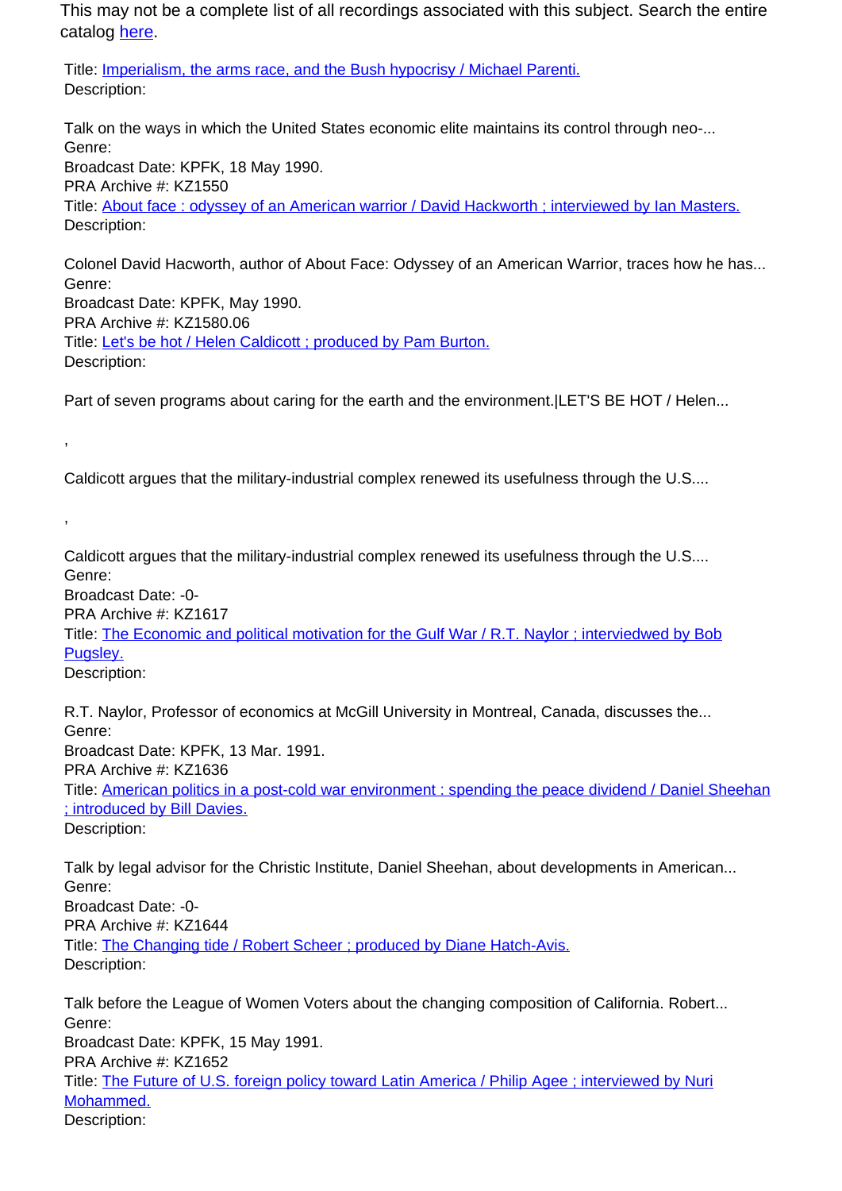This may not be a complete list of all recordings associated with this subject. Search the entire catalog [here](here).

Title: [Imperialism, the arms race, and the Bush hypocrisy / Michael Parenti.]()
Description:

Talk on the ways in which the United States economic elite maintains its control through neo-...
Genre:
Broadcast Date: KPFK, 18 May 1990.
PRA Archive #: KZ1550
Title: [About face : odyssey of an American warrior / David Hackworth ; interviewed by Ian Masters.]()
Description:

Colonel David Hacworth, author of About Face: Odyssey of an American Warrior, traces how he has...
Genre:
Broadcast Date: KPFK, May 1990.
PRA Archive #: KZ1580.06
Title: [Let's be hot / Helen Caldicott ; produced by Pam Burton.]()
Description:

Part of seven programs about caring for the earth and the environment.|LET'S BE HOT / Helen...

,

Caldicott argues that the military-industrial complex renewed its usefulness through the U.S....

,

Caldicott argues that the military-industrial complex renewed its usefulness through the U.S....
Genre:
Broadcast Date: -0-
PRA Archive #: KZ1617
Title: [The Economic and political motivation for the Gulf War / R.T. Naylor ; interviedwed by Bob Pugsley.]()
Description:

R.T. Naylor, Professor of economics at McGill University in Montreal, Canada, discusses the...
Genre:
Broadcast Date: KPFK, 13 Mar. 1991.
PRA Archive #: KZ1636
Title: [American politics in a post-cold war environment : spending the peace dividend / Daniel Sheehan ; introduced by Bill Davies.]()
Description:

Talk by legal advisor for the Christic Institute, Daniel Sheehan, about developments in American...
Genre:
Broadcast Date: -0-
PRA Archive #: KZ1644
Title: [The Changing tide / Robert Scheer ; produced by Diane Hatch-Avis.]()
Description:

Talk before the League of Women Voters about the changing composition of California. Robert...
Genre:
Broadcast Date: KPFK, 15 May 1991.
PRA Archive #: KZ1652
Title: [The Future of U.S. foreign policy toward Latin America / Philip Agee ; interviewed by Nuri Mohammed.]()
Description: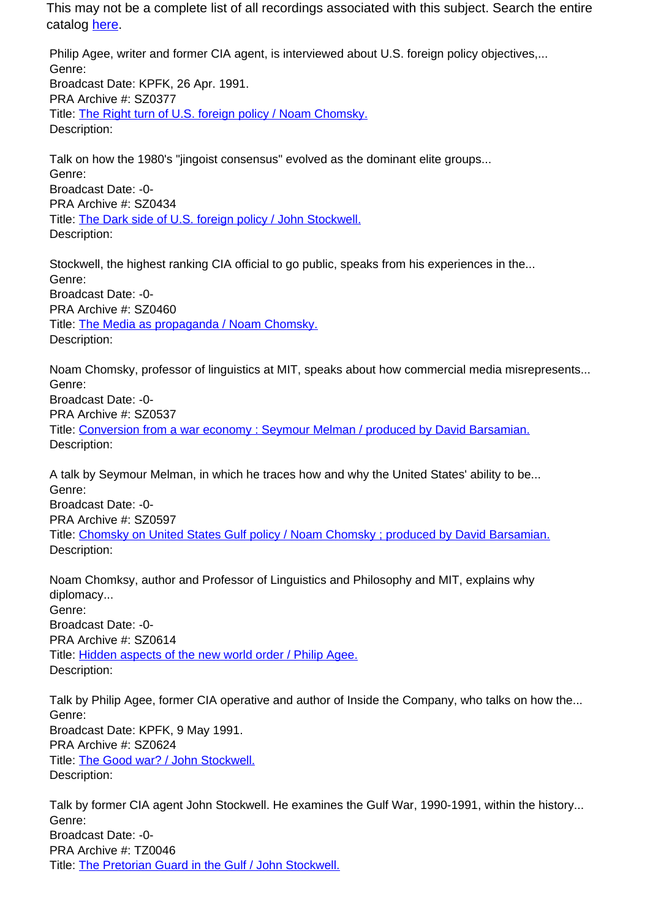This may not be a complete list of all recordings associated with this subject. Search the entire catalog here.

Philip Agee, writer and former CIA agent, is interviewed about U.S. foreign policy objectives,...
Genre:
Broadcast Date: KPFK, 26 Apr. 1991.
PRA Archive #: SZ0377
Title: The Right turn of U.S. foreign policy / Noam Chomsky.
Description:

Talk on how the 1980's "jingoist consensus" evolved as the dominant elite groups...
Genre:
Broadcast Date: -0-
PRA Archive #: SZ0434
Title: The Dark side of U.S. foreign policy / John Stockwell.
Description:

Stockwell, the highest ranking CIA official to go public, speaks from his experiences in the...
Genre:
Broadcast Date: -0-
PRA Archive #: SZ0460
Title: The Media as propaganda / Noam Chomsky.
Description:

Noam Chomsky, professor of linguistics at MIT, speaks about how commercial media misrepresents...
Genre:
Broadcast Date: -0-
PRA Archive #: SZ0537
Title: Conversion from a war economy : Seymour Melman / produced by David Barsamian.
Description:

A talk by Seymour Melman, in which he traces how and why the United States' ability to be...
Genre:
Broadcast Date: -0-
PRA Archive #: SZ0597
Title: Chomsky on United States Gulf policy / Noam Chomsky ; produced by David Barsamian.
Description:

Noam Chomksy, author and Professor of Linguistics and Philosophy and MIT, explains why diplomacy...
Genre:
Broadcast Date: -0-
PRA Archive #: SZ0614
Title: Hidden aspects of the new world order / Philip Agee.
Description:

Talk by Philip Agee, former CIA operative and author of Inside the Company, who talks on how the...
Genre:
Broadcast Date: KPFK, 9 May 1991.
PRA Archive #: SZ0624
Title: The Good war? / John Stockwell.
Description:

Talk by former CIA agent John Stockwell. He examines the Gulf War, 1990-1991, within the history...
Genre:
Broadcast Date: -0-
PRA Archive #: TZ0046
Title: The Pretorian Guard in the Gulf / John Stockwell.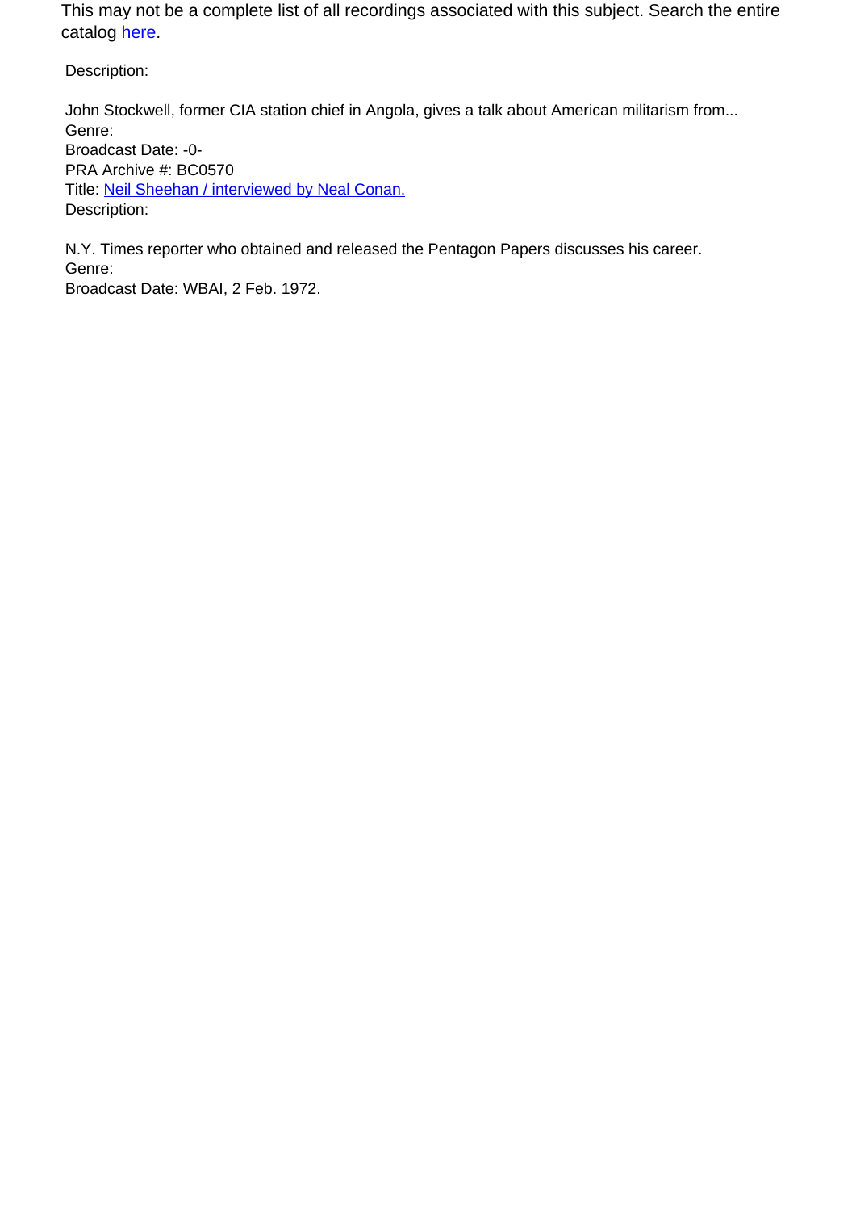This may not be a complete list of all recordings associated with this subject. Search the entire catalog [here](here).

Description:

John Stockwell, former CIA station chief in Angola, gives a talk about American militarism from...
Genre:
Broadcast Date: -0-
PRA Archive #: BC0570
Title: [Neil Sheehan / interviewed by Neal Conan.](Neil Sheehan / interviewed by Neal Conan.)
Description:

N.Y. Times reporter who obtained and released the Pentagon Papers discusses his career.
Genre:
Broadcast Date: WBAI, 2 Feb. 1972.